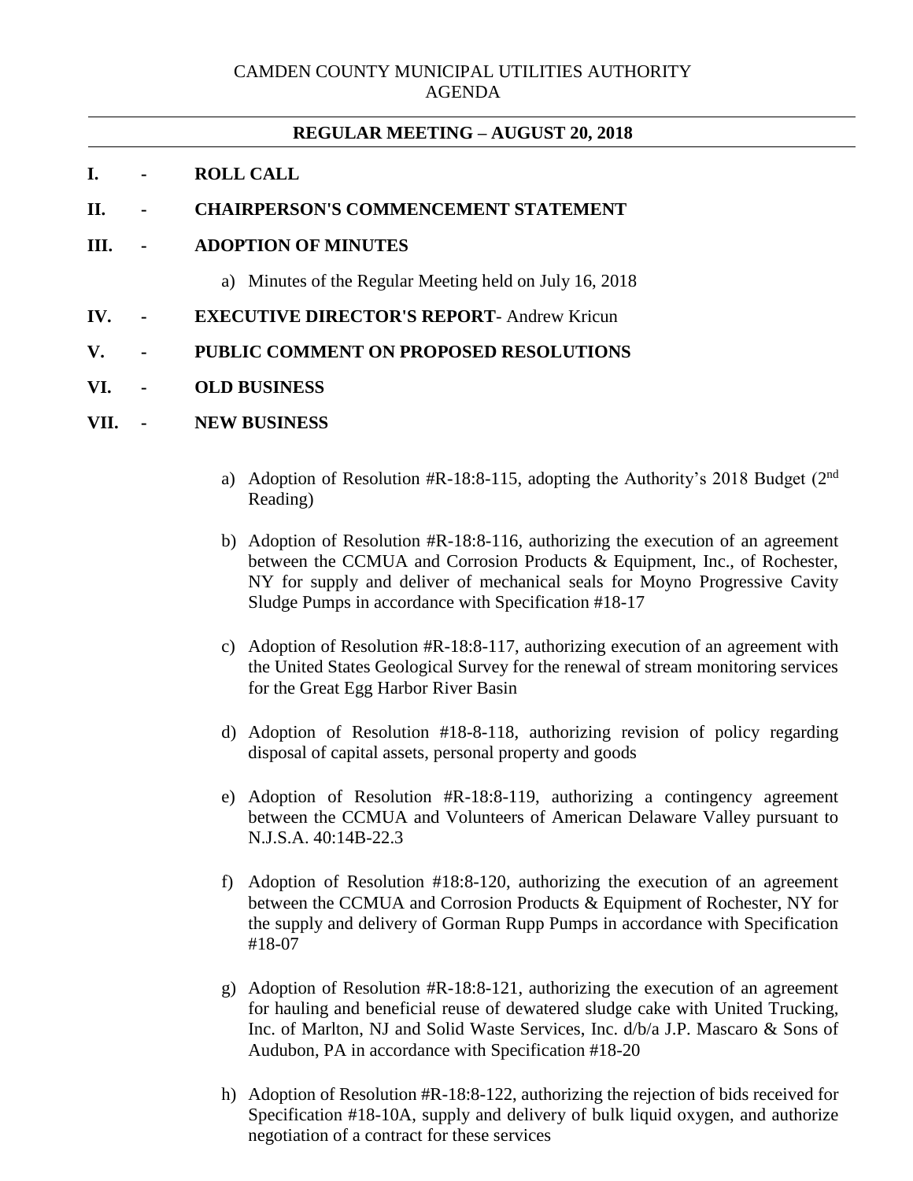CAMDEN COUNTY MUNICIPAL UTILITIES AUTHORITY
AGENDA

---

**REGULAR MEETING – AUGUST 20, 2018**

---

**I. - ROLL CALL**

**II. - CHAIRPERSON'S COMMENCEMENT STATEMENT**

**III. - ADOPTION OF MINUTES**

a) Minutes of the Regular Meeting held on July 16, 2018

**IV. - EXECUTIVE DIRECTOR'S REPORT**- Andrew Kricun

**V. - PUBLIC COMMENT ON PROPOSED RESOLUTIONS**

**VI. - OLD BUSINESS**

**VII. - NEW BUSINESS**

a) Adoption of Resolution #R-18:8-115, adopting the Authority's 2018 Budget (2nd Reading)

b) Adoption of Resolution #R-18:8-116, authorizing the execution of an agreement between the CCMUA and Corrosion Products & Equipment, Inc., of Rochester, NY for supply and deliver of mechanical seals for Moyno Progressive Cavity Sludge Pumps in accordance with Specification #18-17

c) Adoption of Resolution #R-18:8-117, authorizing execution of an agreement with the United States Geological Survey for the renewal of stream monitoring services for the Great Egg Harbor River Basin

d) Adoption of Resolution #18-8-118, authorizing revision of policy regarding disposal of capital assets, personal property and goods

e) Adoption of Resolution #R-18:8-119, authorizing a contingency agreement between the CCMUA and Volunteers of American Delaware Valley pursuant to N.J.S.A. 40:14B-22.3

f) Adoption of Resolution #18:8-120, authorizing the execution of an agreement between the CCMUA and Corrosion Products & Equipment of Rochester, NY for the supply and delivery of Gorman Rupp Pumps in accordance with Specification #18-07

g) Adoption of Resolution #R-18:8-121, authorizing the execution of an agreement for hauling and beneficial reuse of dewatered sludge cake with United Trucking, Inc. of Marlton, NJ and Solid Waste Services, Inc. d/b/a J.P. Mascaro & Sons of Audubon, PA in accordance with Specification #18-20

h) Adoption of Resolution #R-18:8-122, authorizing the rejection of bids received for Specification #18-10A, supply and delivery of bulk liquid oxygen, and authorize negotiation of a contract for these services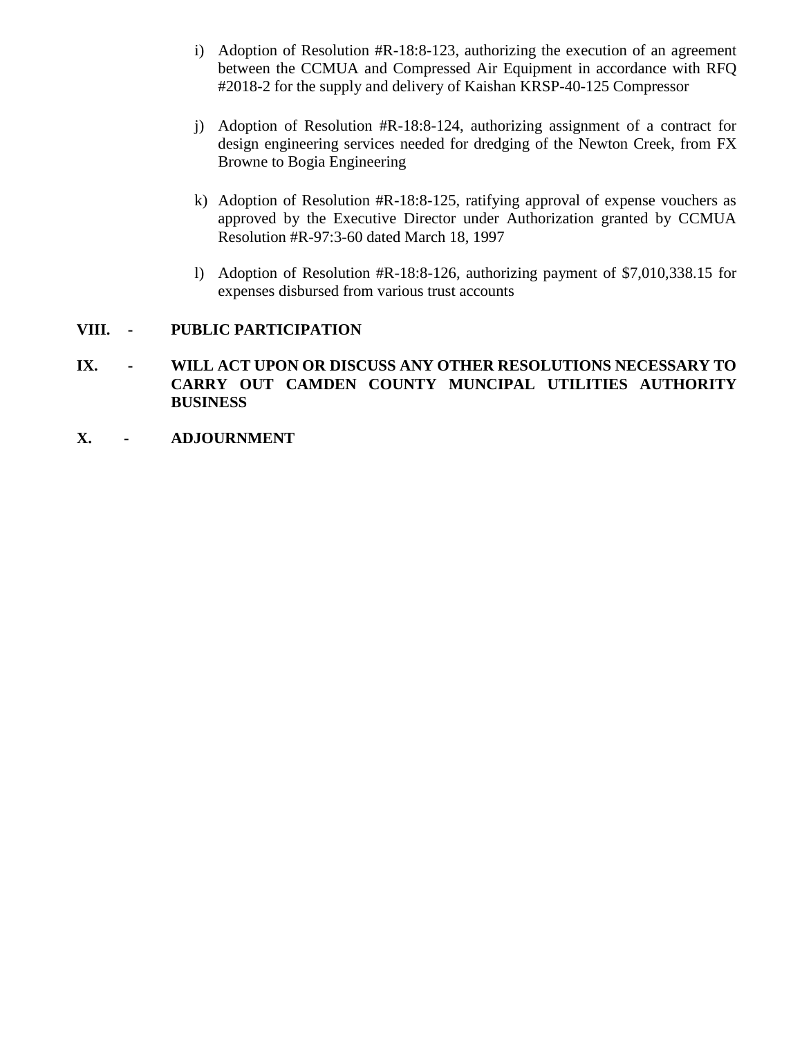i) Adoption of Resolution #R-18:8-123, authorizing the execution of an agreement between the CCMUA and Compressed Air Equipment in accordance with RFQ #2018-2 for the supply and delivery of Kaishan KRSP-40-125 Compressor

j) Adoption of Resolution #R-18:8-124, authorizing assignment of a contract for design engineering services needed for dredging of the Newton Creek, from FX Browne to Bogia Engineering

k) Adoption of Resolution #R-18:8-125, ratifying approval of expense vouchers as approved by the Executive Director under Authorization granted by CCMUA Resolution #R-97:3-60 dated March 18, 1997

l) Adoption of Resolution #R-18:8-126, authorizing payment of $7,010,338.15 for expenses disbursed from various trust accounts

**VIII. - PUBLIC PARTICIPATION**

**IX. - WILL ACT UPON OR DISCUSS ANY OTHER RESOLUTIONS NECESSARY TO CARRY OUT CAMDEN COUNTY MUNCIPAL UTILITIES AUTHORITY BUSINESS**

**X. - ADJOURNMENT**